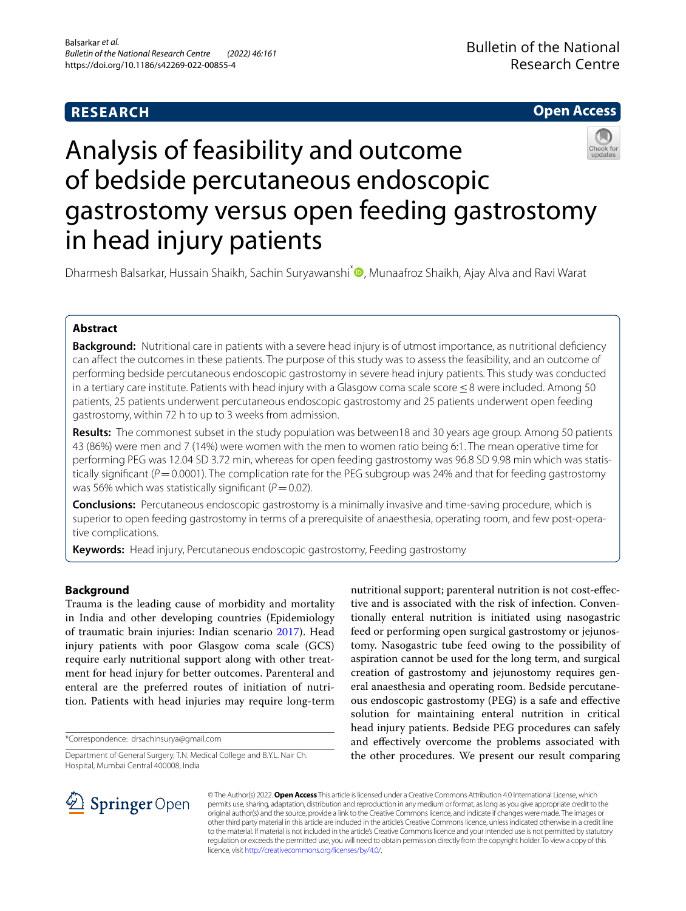RESEARCH

Open Access

# Analysis of feasibility and outcome of bedside percutaneous endoscopic gastrostomy versus open feeding gastrostomy in head injury patients

Dharmesh Balsarkar, Hussain Shaikh, Sachin Suryawanshi*, Munaafroz Shaikh, Ajay Alva and Ravi Warat

## Abstract

**Background:** Nutritional care in patients with a severe head injury is of utmost importance, as nutritional deficiency can affect the outcomes in these patients. The purpose of this study was to assess the feasibility, and an outcome of performing bedside percutaneous endoscopic gastrostomy in severe head injury patients. This study was conducted in a tertiary care institute. Patients with head injury with a Glasgow coma scale score ≤ 8 were included. Among 50 patients, 25 patients underwent percutaneous endoscopic gastrostomy and 25 patients underwent open feeding gastrostomy, within 72 h to up to 3 weeks from admission.

**Results:** The commonest subset in the study population was between18 and 30 years age group. Among 50 patients 43 (86%) were men and 7 (14%) were women with the men to women ratio being 6:1. The mean operative time for performing PEG was 12.04 SD 3.72 min, whereas for open feeding gastrostomy was 96.8 SD 9.98 min which was statistically significant ($P=0.0001$). The complication rate for the PEG subgroup was 24% and that for feeding gastrostomy was 56% which was statistically significant ($P=0.02$).

**Conclusions:** Percutaneous endoscopic gastrostomy is a minimally invasive and time-saving procedure, which is superior to open feeding gastrostomy in terms of a prerequisite of anaesthesia, operating room, and few post-operative complications.

**Keywords:** Head injury, Percutaneous endoscopic gastrostomy, Feeding gastrostomy

## Background

Trauma is the leading cause of morbidity and mortality in India and other developing countries (Epidemiology of traumatic brain injuries: Indian scenario 2017). Head injury patients with poor Glasgow coma scale (GCS) require early nutritional support along with other treatment for head injury for better outcomes. Parenteral and enteral are the preferred routes of initiation of nutrition. Patients with head injuries may require long-term nutritional support; parenteral nutrition is not cost-effective and is associated with the risk of infection. Conventionally enteral nutrition is initiated using nasogastric feed or performing open surgical gastrostomy or jejunostomy. Nasogastric tube feed owing to the possibility of aspiration cannot be used for the long term, and surgical creation of gastrostomy and jejunostomy requires general anaesthesia and operating room. Bedside percutaneous endoscopic gastrostomy (PEG) is a safe and effective solution for maintaining enteral nutrition in critical head injury patients. Bedside PEG procedures can safely and effectively overcome the problems associated with the other procedures. We present our result comparing

*Correspondence: drsachinsurya@gmail.com

Department of General Surgery, T.N. Medical College and B.Y.L. Nair Ch. Hospital, Mumbai Central 400008, India

© The Author(s) 2022. **Open Access** This article is licensed under a Creative Commons Attribution 4.0 International License, which permits use, sharing, adaptation, distribution and reproduction in any medium or format, as long as you give appropriate credit to the original author(s) and the source, provide a link to the Creative Commons licence, and indicate if changes were made. The images or other third party material in this article are included in the article's Creative Commons licence, unless indicated otherwise in a credit line to the material. If material is not included in the article's Creative Commons licence and your intended use is not permitted by statutory regulation or exceeds the permitted use, you will need to obtain permission directly from the copyright holder. To view a copy of this licence, visit http://creativecommons.org/licenses/by/4.0/.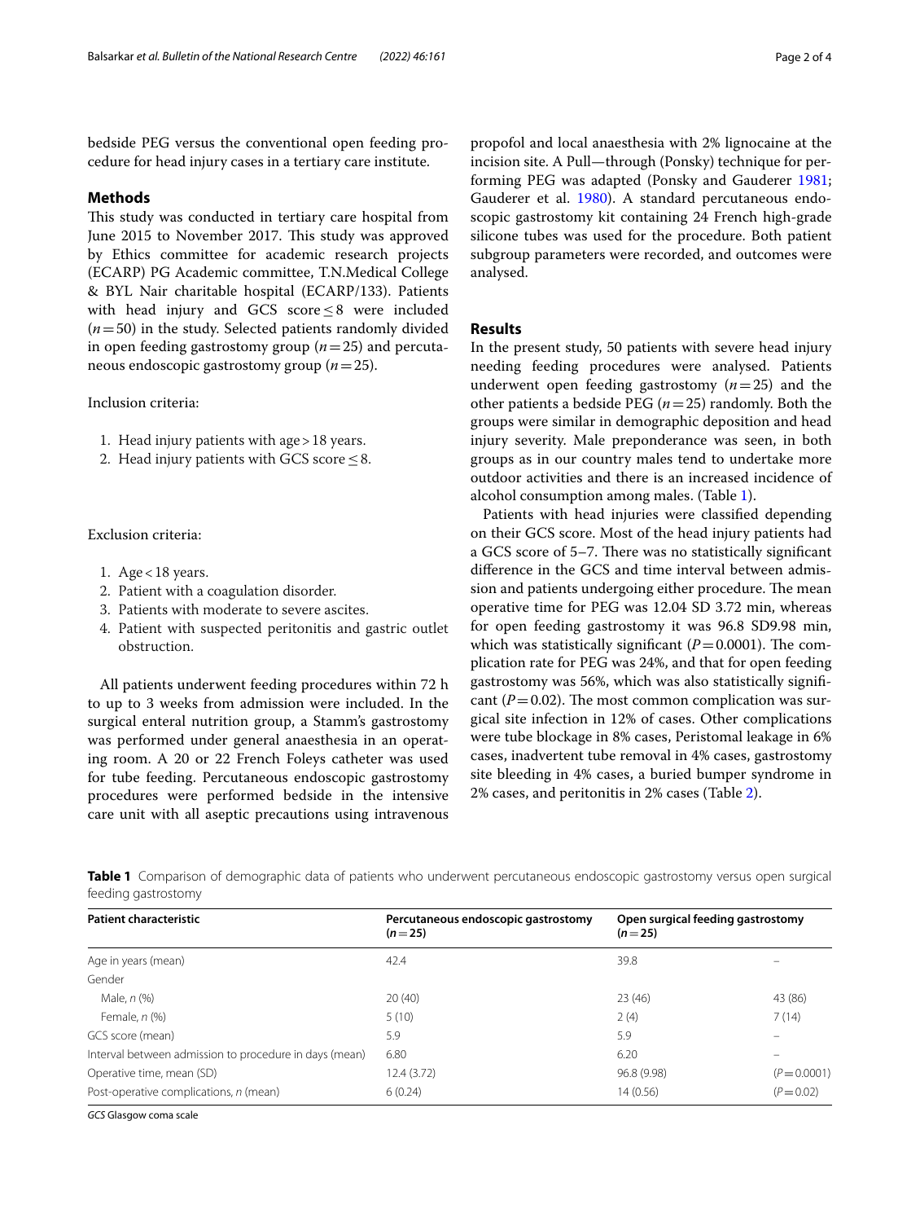bedside PEG versus the conventional open feeding procedure for head injury cases in a tertiary care institute.

## Methods

This study was conducted in tertiary care hospital from June 2015 to November 2017. This study was approved by Ethics committee for academic research projects (ECARP) PG Academic committee, T.N.Medical College & BYL Nair charitable hospital (ECARP/133). Patients with head injury and GCS score ≤ 8 were included ($n = 50$) in the study. Selected patients randomly divided in open feeding gastrostomy group ($n = 25$) and percutaneous endoscopic gastrostomy group ($n = 25$).

Inclusion criteria:

1. Head injury patients with age > 18 years.
2. Head injury patients with GCS score ≤ 8.

Exclusion criteria:

1. Age < 18 years.
2. Patient with a coagulation disorder.
3. Patients with moderate to severe ascites.
4. Patient with suspected peritonitis and gastric outlet obstruction.

All patients underwent feeding procedures within 72 h to up to 3 weeks from admission were included. In the surgical enteral nutrition group, a Stamm's gastrostomy was performed under general anaesthesia in an operating room. A 20 or 22 French Foleys catheter was used for tube feeding. Percutaneous endoscopic gastrostomy procedures were performed bedside in the intensive care unit with all aseptic precautions using intravenous propofol and local anaesthesia with 2% lignocaine at the incision site. A Pull—through (Ponsky) technique for performing PEG was adapted (Ponsky and Gauderer 1981; Gauderer et al. 1980). A standard percutaneous endoscopic gastrostomy kit containing 24 French high-grade silicone tubes was used for the procedure. Both patient subgroup parameters were recorded, and outcomes were analysed.

## Results

In the present study, 50 patients with severe head injury needing feeding procedures were analysed. Patients underwent open feeding gastrostomy ($n = 25$) and the other patients a bedside PEG ($n = 25$) randomly. Both the groups were similar in demographic deposition and head injury severity. Male preponderance was seen, in both groups as in our country males tend to undertake more outdoor activities and there is an increased incidence of alcohol consumption among males. (Table 1).

Patients with head injuries were classified depending on their GCS score. Most of the head injury patients had a GCS score of 5–7. There was no statistically significant difference in the GCS and time interval between admission and patients undergoing either procedure. The mean operative time for PEG was 12.04 SD 3.72 min, whereas for open feeding gastrostomy it was 96.8 SD9.98 min, which was statistically significant ($P = 0.0001$). The complication rate for PEG was 24%, and that for open feeding gastrostomy was 56%, which was also statistically significant ($P = 0.02$). The most common complication was surgical site infection in 12% of cases. Other complications were tube blockage in 8% cases, Peristomal leakage in 6% cases, inadvertent tube removal in 4% cases, gastrostomy site bleeding in 4% cases, a buried bumper syndrome in 2% cases, and peritonitis in 2% cases (Table 2).

**Table 1** Comparison of demographic data of patients who underwent percutaneous endoscopic gastrostomy versus open surgical feeding gastrostomy

| Patient characteristic | Percutaneous endoscopic gastrostomy ($n = 25$) | Open surgical feeding gastrostomy ($n = 25$) | |
|---|---|---|---|
| Age in years (mean) | 42.4 | 39.8 | – |
| Gender | | | |
| Male, *n* (%) | 20 (40) | 23 (46) | 43 (86) |
| Female, *n* (%) | 5 (10) | 2 (4) | 7 (14) |
| GCS score (mean) | 5.9 | 5.9 | – |
| Interval between admission to procedure in days (mean) | 6.80 | 6.20 | – |
| Operative time, mean (SD) | 12.4 (3.72) | 96.8 (9.98) | ($P = 0.0001$) |
| Post-operative complications, *n* (mean) | 6 (0.24) | 14 (0.56) | ($P = 0.02$) |

*GCS* Glasgow coma scale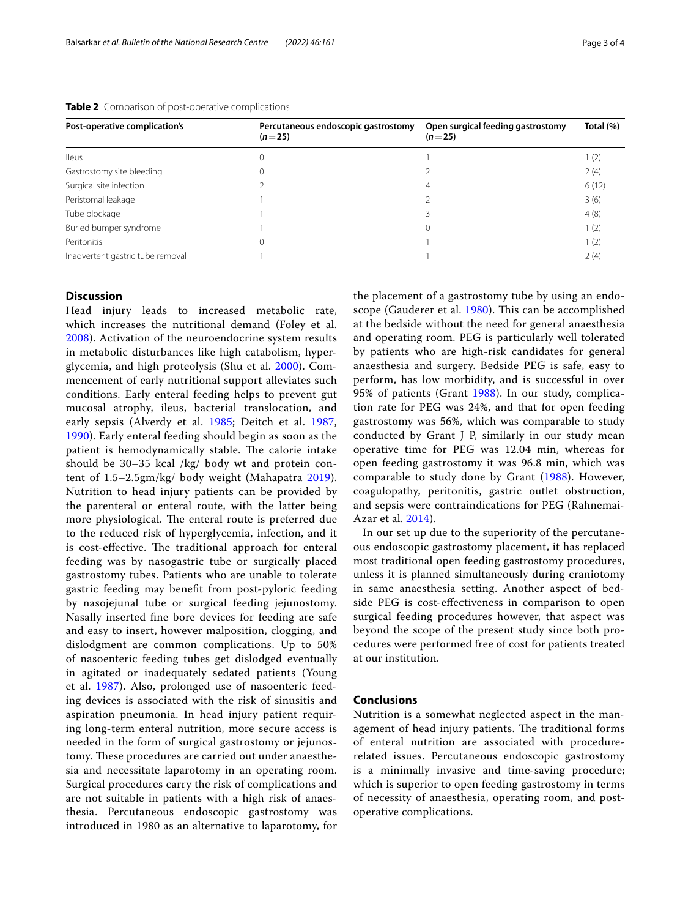**Table 2** Comparison of post-operative complications

| Post-operative complication's | Percutaneous endoscopic gastrostomy ($n = 25$) | Open surgical feeding gastrostomy ($n = 25$) | Total (%) |
|---|---|---|---|
| Ileus | 0 | 1 | 1 (2) |
| Gastrostomy site bleeding | 0 | 2 | 2 (4) |
| Surgical site infection | 2 | 4 | 6 (12) |
| Peristomal leakage | 1 | 2 | 3 (6) |
| Tube blockage | 1 | 3 | 4 (8) |
| Buried bumper syndrome | 1 | 0 | 1 (2) |
| Peritonitis | 0 | 1 | 1 (2) |
| Inadvertent gastric tube removal | 1 | 1 | 2 (4) |

## Discussion

Head injury leads to increased metabolic rate, which increases the nutritional demand (Foley et al. 2008). Activation of the neuroendocrine system results in metabolic disturbances like high catabolism, hyperglycemia, and high proteolysis (Shu et al. 2000). Commencement of early nutritional support alleviates such conditions. Early enteral feeding helps to prevent gut mucosal atrophy, ileus, bacterial translocation, and early sepsis (Alverdy et al. 1985; Deitch et al. 1987, 1990). Early enteral feeding should begin as soon as the patient is hemodynamically stable. The calorie intake should be 30–35 kcal /kg/ body wt and protein content of 1.5–2.5gm/kg/ body weight (Mahapatra 2019). Nutrition to head injury patients can be provided by the parenteral or enteral route, with the latter being more physiological. The enteral route is preferred due to the reduced risk of hyperglycemia, infection, and it is cost-effective. The traditional approach for enteral feeding was by nasogastric tube or surgically placed gastrostomy tubes. Patients who are unable to tolerate gastric feeding may benefit from post-pyloric feeding by nasojejunal tube or surgical feeding jejunostomy. Nasally inserted fine bore devices for feeding are safe and easy to insert, however malposition, clogging, and dislodgment are common complications. Up to 50% of nasoenteric feeding tubes get dislodged eventually in agitated or inadequately sedated patients (Young et al. 1987). Also, prolonged use of nasoenteric feeding devices is associated with the risk of sinusitis and aspiration pneumonia. In head injury patient requiring long-term enteral nutrition, more secure access is needed in the form of surgical gastrostomy or jejunostomy. These procedures are carried out under anaesthesia and necessitate laparotomy in an operating room. Surgical procedures carry the risk of complications and are not suitable in patients with a high risk of anaesthesia. Percutaneous endoscopic gastrostomy was introduced in 1980 as an alternative to laparotomy, for the placement of a gastrostomy tube by using an endoscope (Gauderer et al. 1980). This can be accomplished at the bedside without the need for general anaesthesia and operating room. PEG is particularly well tolerated by patients who are high-risk candidates for general anaesthesia and surgery. Bedside PEG is safe, easy to perform, has low morbidity, and is successful in over 95% of patients (Grant 1988). In our study, complication rate for PEG was 24%, and that for open feeding gastrostomy was 56%, which was comparable to study conducted by Grant J P, similarly in our study mean operative time for PEG was 12.04 min, whereas for open feeding gastrostomy it was 96.8 min, which was comparable to study done by Grant (1988). However, coagulopathy, peritonitis, gastric outlet obstruction, and sepsis were contraindications for PEG (Rahnemai-Azar et al. 2014).

In our set up due to the superiority of the percutaneous endoscopic gastrostomy placement, it has replaced most traditional open feeding gastrostomy procedures, unless it is planned simultaneously during craniotomy in same anaesthesia setting. Another aspect of bedside PEG is cost-effectiveness in comparison to open surgical feeding procedures however, that aspect was beyond the scope of the present study since both procedures were performed free of cost for patients treated at our institution.

## Conclusions

Nutrition is a somewhat neglected aspect in the management of head injury patients. The traditional forms of enteral nutrition are associated with procedure-related issues. Percutaneous endoscopic gastrostomy is a minimally invasive and time-saving procedure; which is superior to open feeding gastrostomy in terms of necessity of anaesthesia, operating room, and post-operative complications.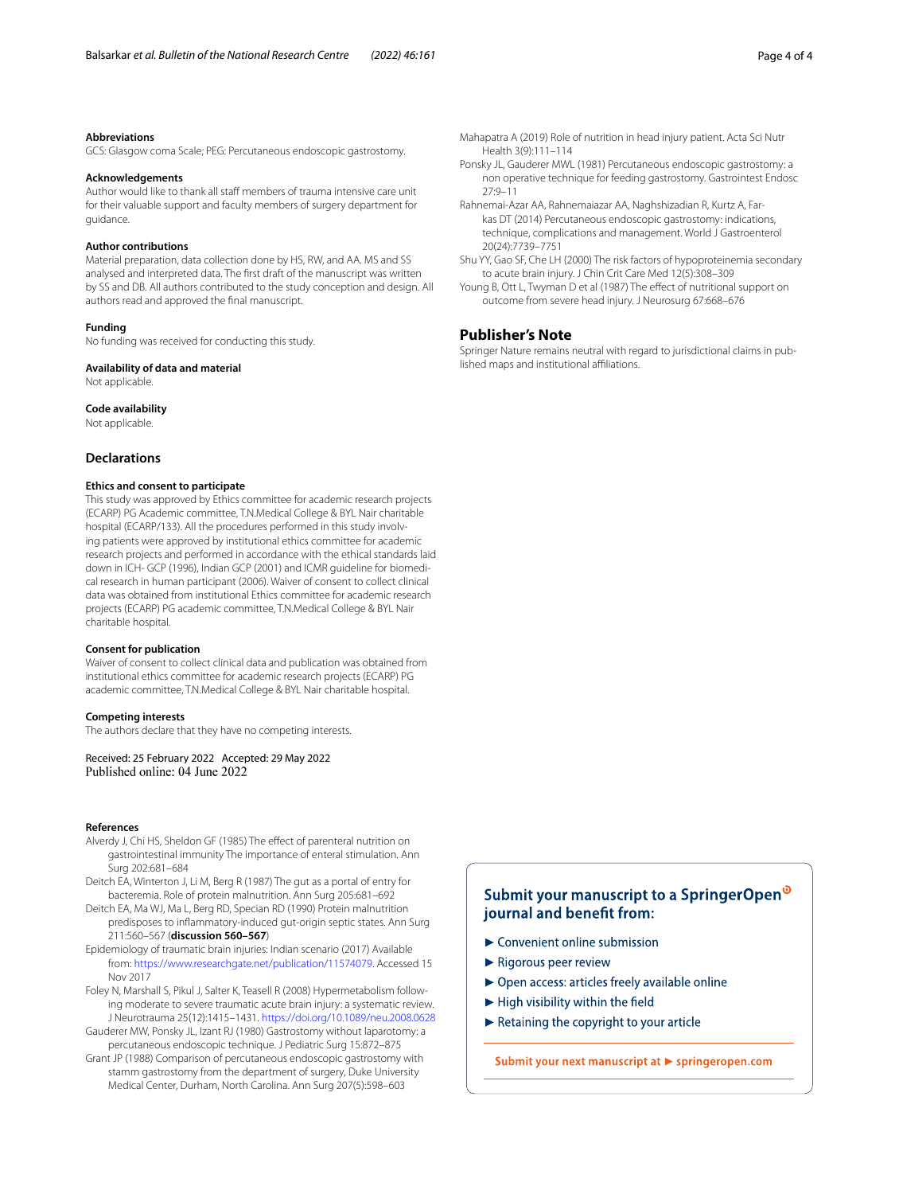### Abbreviations

GCS: Glasgow coma Scale; PEG: Percutaneous endoscopic gastrostomy.

### Acknowledgements

Author would like to thank all staff members of trauma intensive care unit for their valuable support and faculty members of surgery department for guidance.

### Author contributions

Material preparation, data collection done by HS, RW, and AA. MS and SS analysed and interpreted data. The first draft of the manuscript was written by SS and DB. All authors contributed to the study conception and design. All authors read and approved the final manuscript.

### Funding

No funding was received for conducting this study.

### Availability of data and material

Not applicable.

### Code availability

Not applicable.

## Declarations

### Ethics and consent to participate

This study was approved by Ethics committee for academic research projects (ECARP) PG Academic committee, T.N.Medical College & BYL Nair charitable hospital (ECARP/133). All the procedures performed in this study involving patients were approved by institutional ethics committee for academic research projects and performed in accordance with the ethical standards laid down in ICH- GCP (1996), Indian GCP (2001) and ICMR guideline for biomedical research in human participant (2006). Waiver of consent to collect clinical data was obtained from institutional Ethics committee for academic research projects (ECARP) PG academic committee, T.N.Medical College & BYL Nair charitable hospital.

### Consent for publication

Waiver of consent to collect clinical data and publication was obtained from institutional ethics committee for academic research projects (ECARP) PG academic committee, T.N.Medical College & BYL Nair charitable hospital.

### Competing interests

The authors declare that they have no competing interests.

Received: 25 February 2022 Accepted: 29 May 2022
Published online: 04 June 2022

### References

Alverdy J, Chi HS, Sheldon GF (1985) The effect of parenteral nutrition on gastrointestinal immunity The importance of enteral stimulation. Ann Surg 202:681–684

Deitch EA, Winterton J, Li M, Berg R (1987) The gut as a portal of entry for bacteremia. Role of protein malnutrition. Ann Surg 205:681–692

Deitch EA, Ma WJ, Ma L, Berg RD, Specian RD (1990) Protein malnutrition predisposes to inflammatory-induced gut-origin septic states. Ann Surg 211:560–567 (**discussion 560–567**)

Epidemiology of traumatic brain injuries: Indian scenario (2017) Available from: https://www.researchgate.net/publication/11574079. Accessed 15 Nov 2017

Foley N, Marshall S, Pikul J, Salter K, Teasell R (2008) Hypermetabolism following moderate to severe traumatic acute brain injury: a systematic review. J Neurotrauma 25(12):1415–1431. https://doi.org/10.1089/neu.2008.0628

Gauderer MW, Ponsky JL, Izant RJ (1980) Gastrostomy without laparotomy: a percutaneous endoscopic technique. J Pediatric Surg 15:872–875

Grant JP (1988) Comparison of percutaneous endoscopic gastrostomy with stamm gastrostomy from the department of surgery, Duke University Medical Center, Durham, North Carolina. Ann Surg 207(5):598–603

Mahapatra A (2019) Role of nutrition in head injury patient. Acta Sci Nutr Health 3(9):111–114

Ponsky JL, Gauderer MWL (1981) Percutaneous endoscopic gastrostomy: a non operative technique for feeding gastrostomy. Gastrointest Endosc 27:9–11

Rahnemai-Azar AA, Rahnemaiazar AA, Naghshizadian R, Kurtz A, Farkas DT (2014) Percutaneous endoscopic gastrostomy: indications, technique, complications and management. World J Gastroenterol 20(24):7739–7751

Shu YY, Gao SF, Che LH (2000) The risk factors of hypoproteinemia secondary to acute brain injury. J Chin Crit Care Med 12(5):308–309

Young B, Ott L, Twyman D et al (1987) The effect of nutritional support on outcome from severe head injury. J Neurosurg 67:668–676

## Publisher's Note

Springer Nature remains neutral with regard to jurisdictional claims in published maps and institutional affiliations.

**Submit your manuscript to a SpringerOpen journal and benefit from:**

- ► Convenient online submission
- ► Rigorous peer review
- ► Open access: articles freely available online
- ► High visibility within the field
- ► Retaining the copyright to your article

**Submit your next manuscript at ► springeropen.com**